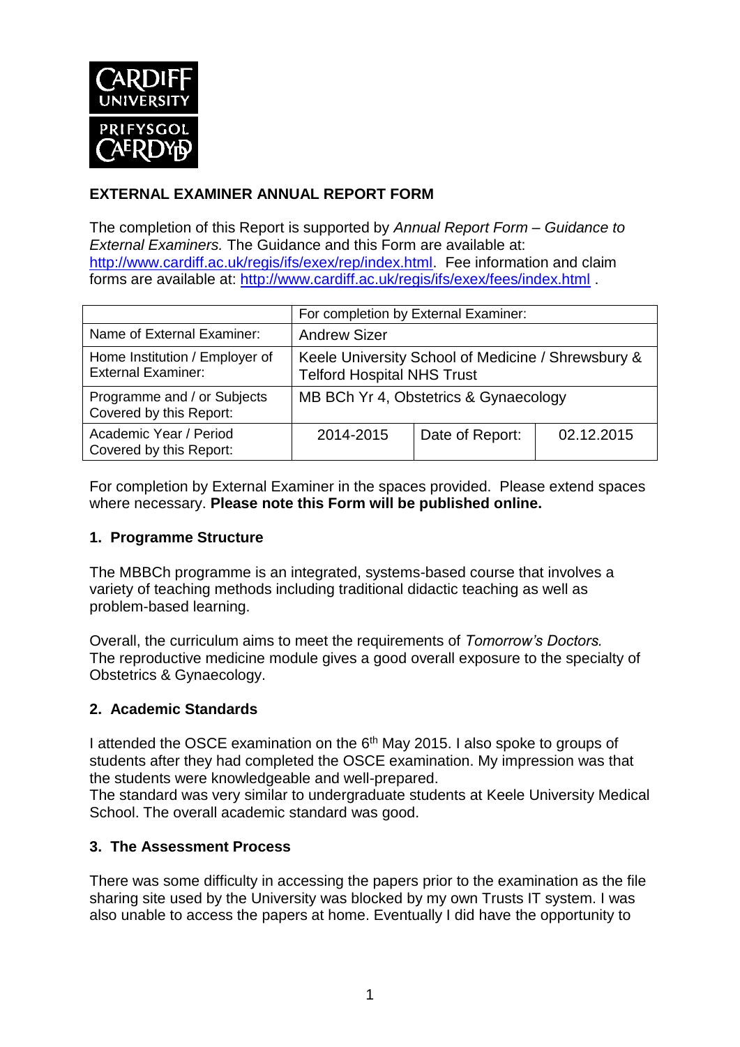CARDIFF UNIVERSITY
PRIFYSGOL CAERDYDD

**EXTERNAL EXAMINER ANNUAL REPORT FORM**

The completion of this Report is supported by *Annual Report Form – Guidance to External Examiners.* The Guidance and this Form are available at: http://www.cardiff.ac.uk/regis/ifs/exex/rep/index.html. Fee information and claim forms are available at: http://www.cardiff.ac.uk/regis/ifs/exex/fees/index.html .

| | For completion by External Examiner: | | |
|---|---|---|---|
| Name of External Examiner: | Andrew Sizer | | |
| Home Institution / Employer of External Examiner: | Keele University School of Medicine / Shrewsbury & Telford Hospital NHS Trust | | |
| Programme and / or Subjects Covered by this Report: | MB BCh Yr 4, Obstetrics & Gynaecology | | |
| Academic Year / Period Covered by this Report: | 2014-2015 | Date of Report: | 02.12.2015 |

For completion by External Examiner in the spaces provided. Please extend spaces where necessary. **Please note this Form will be published online.**

## 1. Programme Structure

The MBBCh programme is an integrated, systems-based course that involves a variety of teaching methods including traditional didactic teaching as well as problem-based learning.

Overall, the curriculum aims to meet the requirements of *Tomorrow's Doctors.* The reproductive medicine module gives a good overall exposure to the specialty of Obstetrics & Gynaecology.

## 2. Academic Standards

I attended the OSCE examination on the 6th May 2015. I also spoke to groups of students after they had completed the OSCE examination. My impression was that the students were knowledgeable and well-prepared.
The standard was very similar to undergraduate students at Keele University Medical School. The overall academic standard was good.

## 3. The Assessment Process

There was some difficulty in accessing the papers prior to the examination as the file sharing site used by the University was blocked by my own Trusts IT system. I was also unable to access the papers at home. Eventually I did have the opportunity to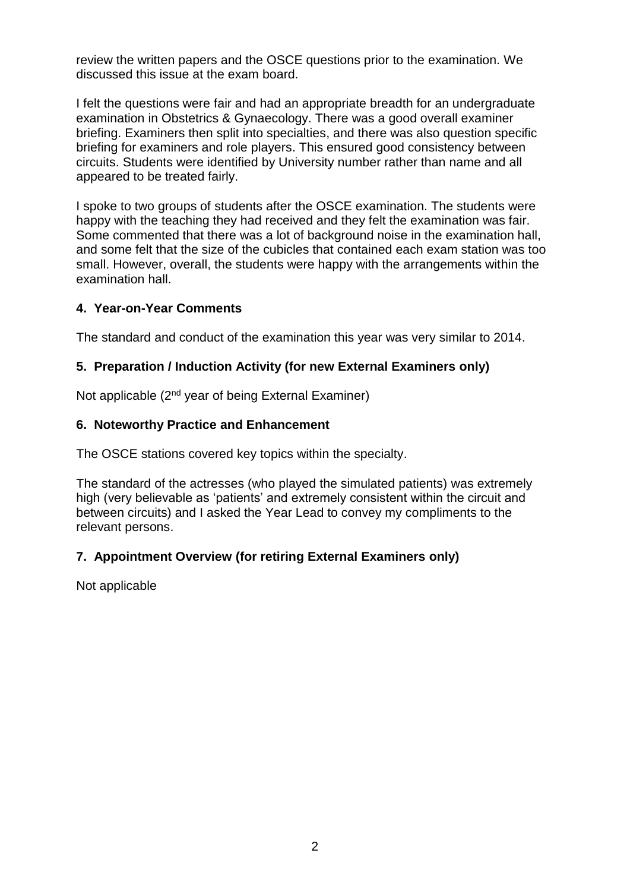review the written papers and the OSCE questions prior to the examination. We discussed this issue at the exam board.

I felt the questions were fair and had an appropriate breadth for an undergraduate examination in Obstetrics & Gynaecology. There was a good overall examiner briefing. Examiners then split into specialties, and there was also question specific briefing for examiners and role players. This ensured good consistency between circuits. Students were identified by University number rather than name and all appeared to be treated fairly.

I spoke to two groups of students after the OSCE examination. The students were happy with the teaching they had received and they felt the examination was fair. Some commented that there was a lot of background noise in the examination hall, and some felt that the size of the cubicles that contained each exam station was too small. However, overall, the students were happy with the arrangements within the examination hall.

## 4. Year-on-Year Comments

The standard and conduct of the examination this year was very similar to 2014.

## 5. Preparation / Induction Activity (for new External Examiners only)

Not applicable (2nd year of being External Examiner)

## 6. Noteworthy Practice and Enhancement

The OSCE stations covered key topics within the specialty.

The standard of the actresses (who played the simulated patients) was extremely high (very believable as 'patients' and extremely consistent within the circuit and between circuits) and I asked the Year Lead to convey my compliments to the relevant persons.

## 7. Appointment Overview (for retiring External Examiners only)

Not applicable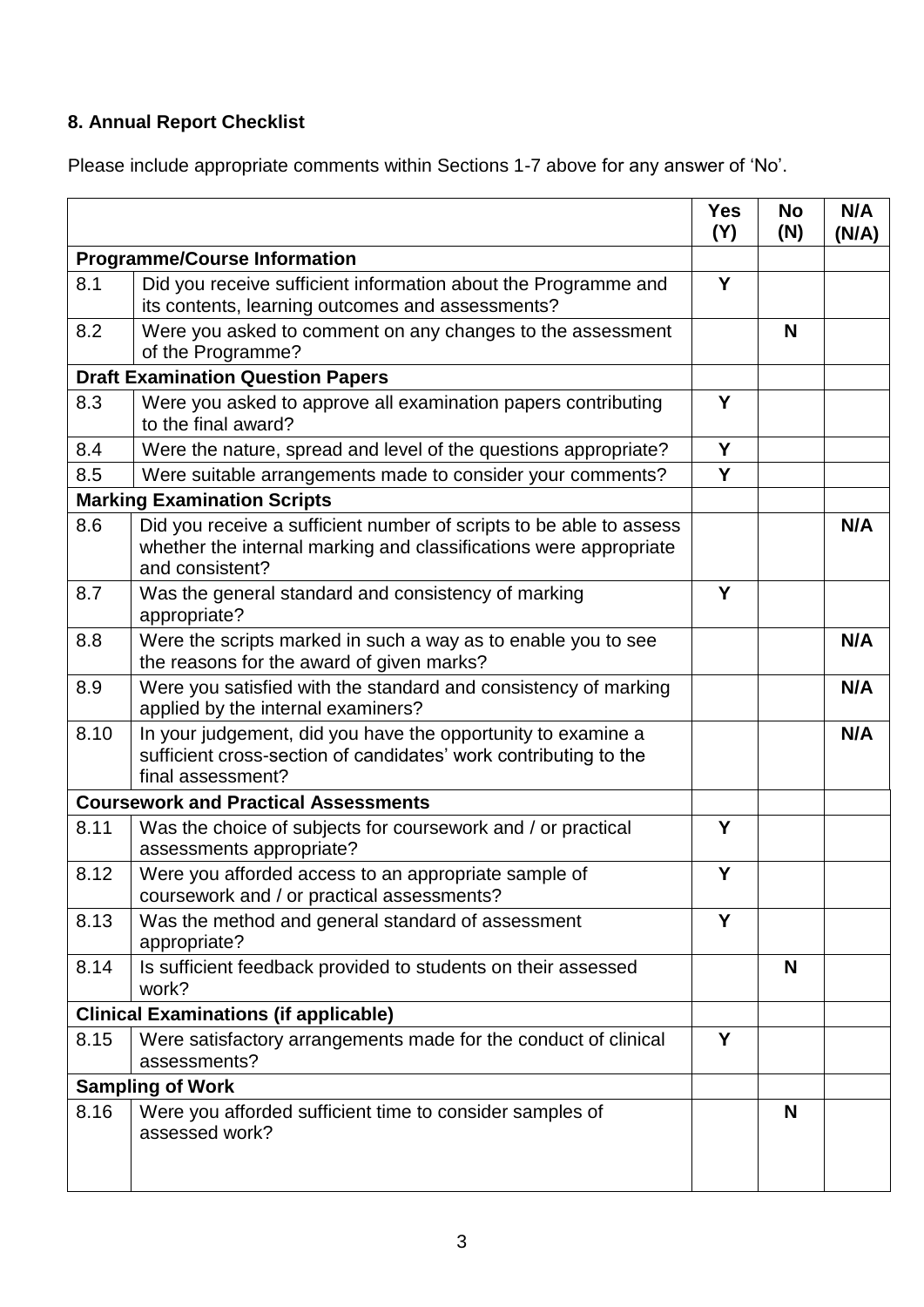### 8. Annual Report Checklist

Please include appropriate comments within Sections 1-7 above for any answer of 'No'.

| | | Yes (Y) | No (N) | N/A (N/A) |
|---|---|---|---|---|
| **Programme/Course Information** | | | | |
| 8.1 | Did you receive sufficient information about the Programme and its contents, learning outcomes and assessments? | Y | | |
| 8.2 | Were you asked to comment on any changes to the assessment of the Programme? | | N | |
| **Draft Examination Question Papers** | | | | |
| 8.3 | Were you asked to approve all examination papers contributing to the final award? | Y | | |
| 8.4 | Were the nature, spread and level of the questions appropriate? | Y | | |
| 8.5 | Were suitable arrangements made to consider your comments? | Y | | |
| **Marking Examination Scripts** | | | | |
| 8.6 | Did you receive a sufficient number of scripts to be able to assess whether the internal marking and classifications were appropriate and consistent? | | | N/A |
| 8.7 | Was the general standard and consistency of marking appropriate? | Y | | |
| 8.8 | Were the scripts marked in such a way as to enable you to see the reasons for the award of given marks? | | | N/A |
| 8.9 | Were you satisfied with the standard and consistency of marking applied by the internal examiners? | | | N/A |
| 8.10 | In your judgement, did you have the opportunity to examine a sufficient cross-section of candidates' work contributing to the final assessment? | | | N/A |
| **Coursework and Practical Assessments** | | | | |
| 8.11 | Was the choice of subjects for coursework and / or practical assessments appropriate? | Y | | |
| 8.12 | Were you afforded access to an appropriate sample of coursework and / or practical assessments? | Y | | |
| 8.13 | Was the method and general standard of assessment appropriate? | Y | | |
| 8.14 | Is sufficient feedback provided to students on their assessed work? | | N | |
| **Clinical Examinations (if applicable)** | | | | |
| 8.15 | Were satisfactory arrangements made for the conduct of clinical assessments? | Y | | |
| **Sampling of Work** | | | | |
| 8.16 | Were you afforded sufficient time to consider samples of assessed work? | | N | |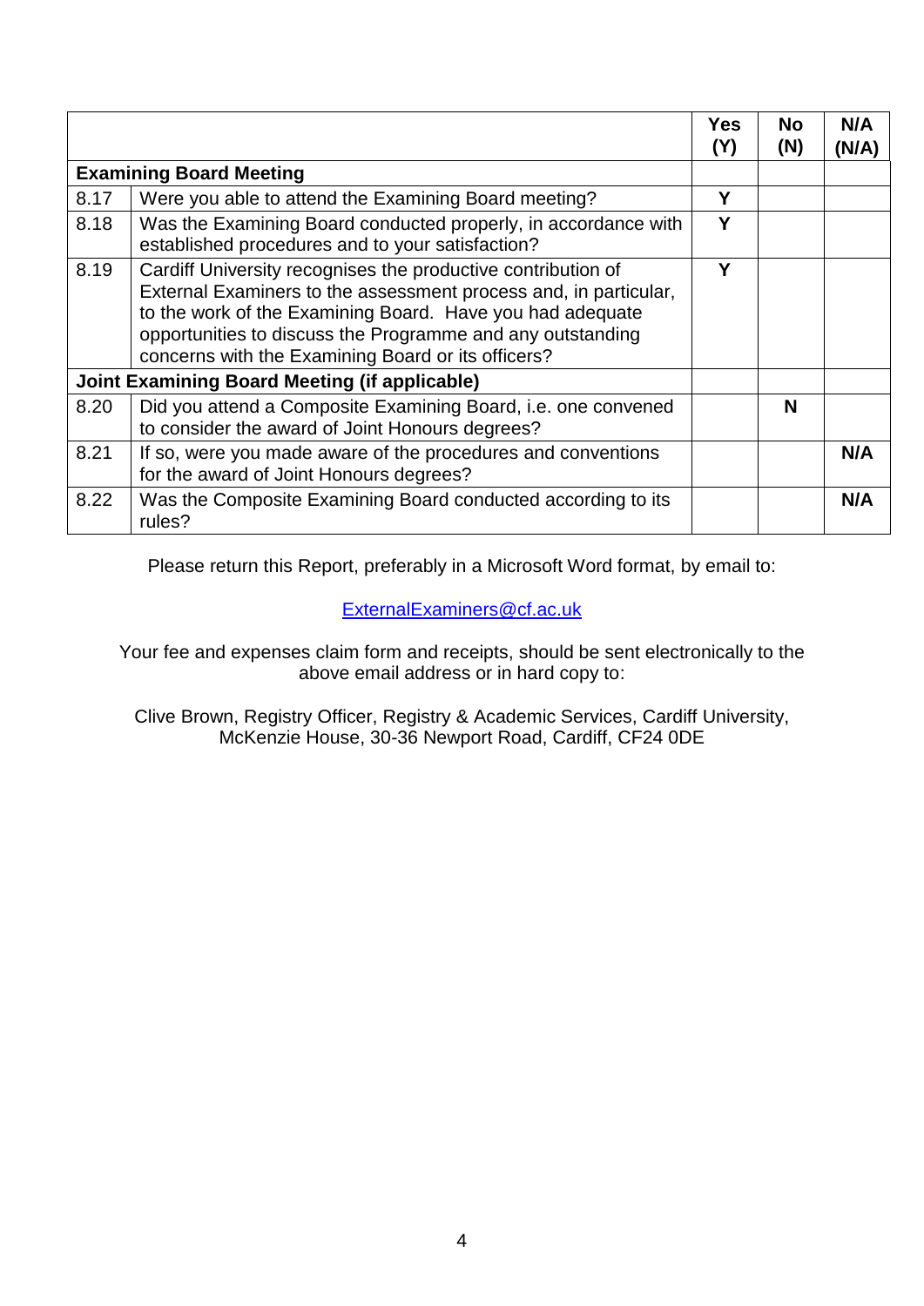| | | Yes (Y) | No (N) | N/A (N/A) |
|---|---|---|---|---|
| **Examining Board Meeting** | | | | |
| 8.17 | Were you able to attend the Examining Board meeting? | **Y** | | |
| 8.18 | Was the Examining Board conducted properly, in accordance with established procedures and to your satisfaction? | **Y** | | |
| 8.19 | Cardiff University recognises the productive contribution of External Examiners to the assessment process and, in particular, to the work of the Examining Board. Have you had adequate opportunities to discuss the Programme and any outstanding concerns with the Examining Board or its officers? | **Y** | | |
| **Joint Examining Board Meeting (if applicable)** | | | | |
| 8.20 | Did you attend a Composite Examining Board, i.e. one convened to consider the award of Joint Honours degrees? | | **N** | |
| 8.21 | If so, were you made aware of the procedures and conventions for the award of Joint Honours degrees? | | | **N/A** |
| 8.22 | Was the Composite Examining Board conducted according to its rules? | | | **N/A** |

Please return this Report, preferably in a Microsoft Word format, by email to:

ExternalExaminers@cf.ac.uk

Your fee and expenses claim form and receipts, should be sent electronically to the above email address or in hard copy to:

Clive Brown, Registry Officer, Registry & Academic Services, Cardiff University, McKenzie House, 30-36 Newport Road, Cardiff, CF24 0DE